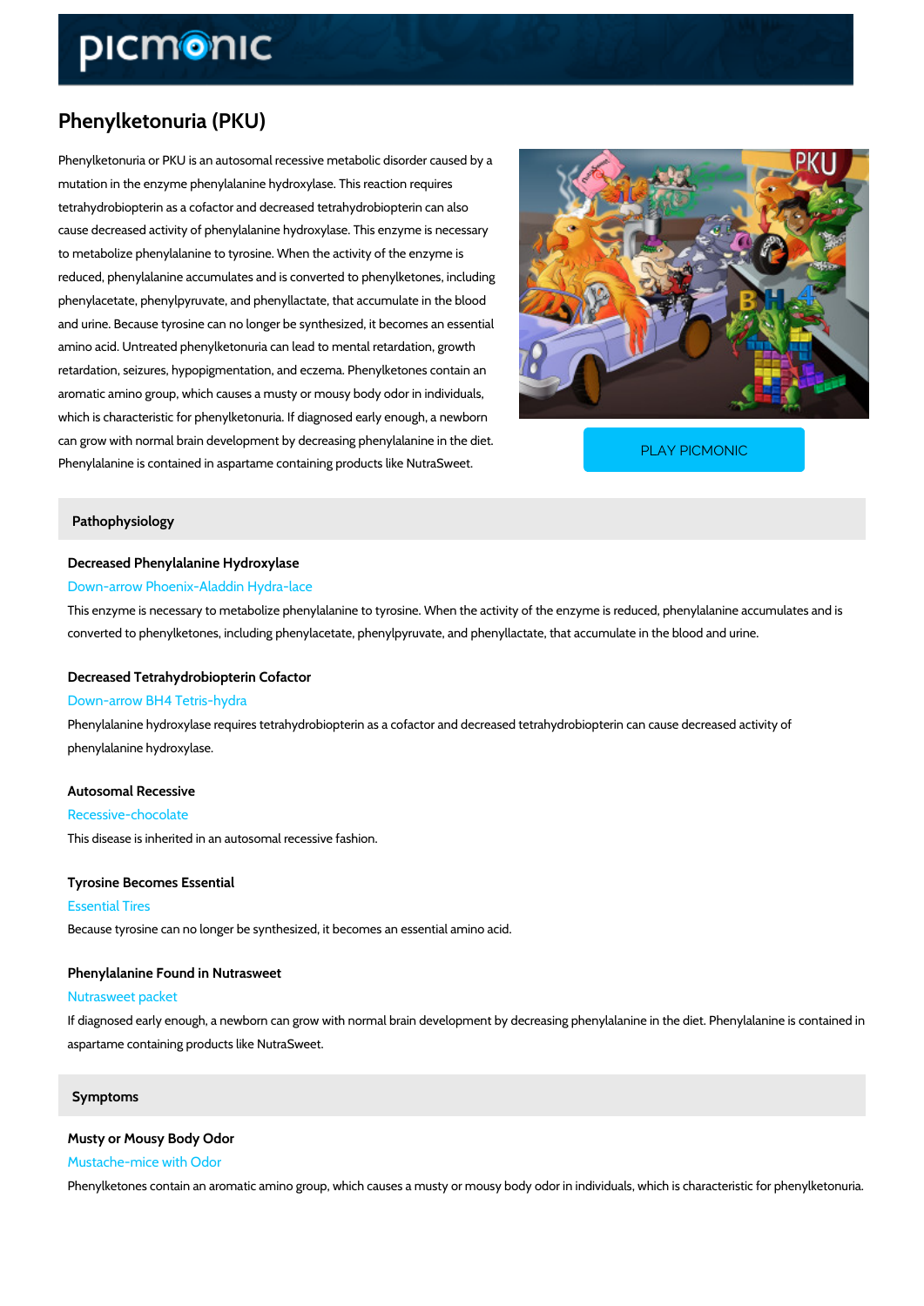# Phenylketonuria (PKU)

Phenylketonuria or PKU is an autosomal recessive metabolic disorder caused by a mutation in the enzyme phenylalanine hydroxylase. This reaction requires tetrahydrobiopterin as a cofactor and decreased tetrahydrobiopterin can also cause decreased activity of phenylalanine hydroxylase. This enzyme is necessary to metabolize phenylalanine to tyrosine. When the activity of the enzyme is reduced, phenylalanine accumulates and is converted to phenylketones, including phenylacetate, phenylpyruvate, and phenyllactate, that accumulate in the blood and urine. Because tyrosine can no longer be synthesized, it becomes an essential amino acid. Untreated phenylketonuria can lead to mental retardation, growth retardation, seizures, hypopigmentation, and eczema. Phenylketones contain an aromatic amino group, which causes a musty or mousy body odor in individuals, which is characteristic for phenylketonuria. If diagnosed early enough, a newborn can grow with normal brain development by decreasing phenylalanine in the diet. Phenylalanine is contained in aspartame containing products like NutraSweet.

PLAY PICMONIC

## Pathophysiology

### Decreased Phenylalanine Hydroxylase

Down-arrow Phoenix-Aladdin Hydra-lace

This enzyme is necessary to metabolize phenylalanine to tyrosine. When the activity of the enzyme is reduced, phenylalanine accumulates and is converted to phenylketones, including phenylacetate, phenylpyruvate, and phenyllactate, that accumulate in the blood and urine.

### Decreased Tetrahydrobiopterin Cofactor

Down-arrow BH4 Tetris-hydra

Phenylalanine hydroxylase requires tetrahydrobiopterin as a cofactor and decreased tetrahydrobiopterin can cause decreased activity of phenylalanine hydroxylase.

### Autosomal Recessive

Recessive-chocolate

This disease is inherited in an autosomal recessive fashion.

### Tyrosine Becomes Essential

Essential Tires

Because tyrosine can no longer be synthesized, it becomes an essential amino acid.

### Phenylalanine Found in Nutrasweet

Nutrasweet packet

If diagnosed early enough, a newborn can grow with normal brain development by decreasing phenylalanine in the diet. Phenylalanine is contained in aspartame containing products like NutraSweet.

## Symptoms

### Musty or Mousy Body Odor

Mustache-mice with Odor

Phenylketones contain an aromatic amino group, which causes a musty or mousy body odor in individuals, which is characteristic for phenylketonuria.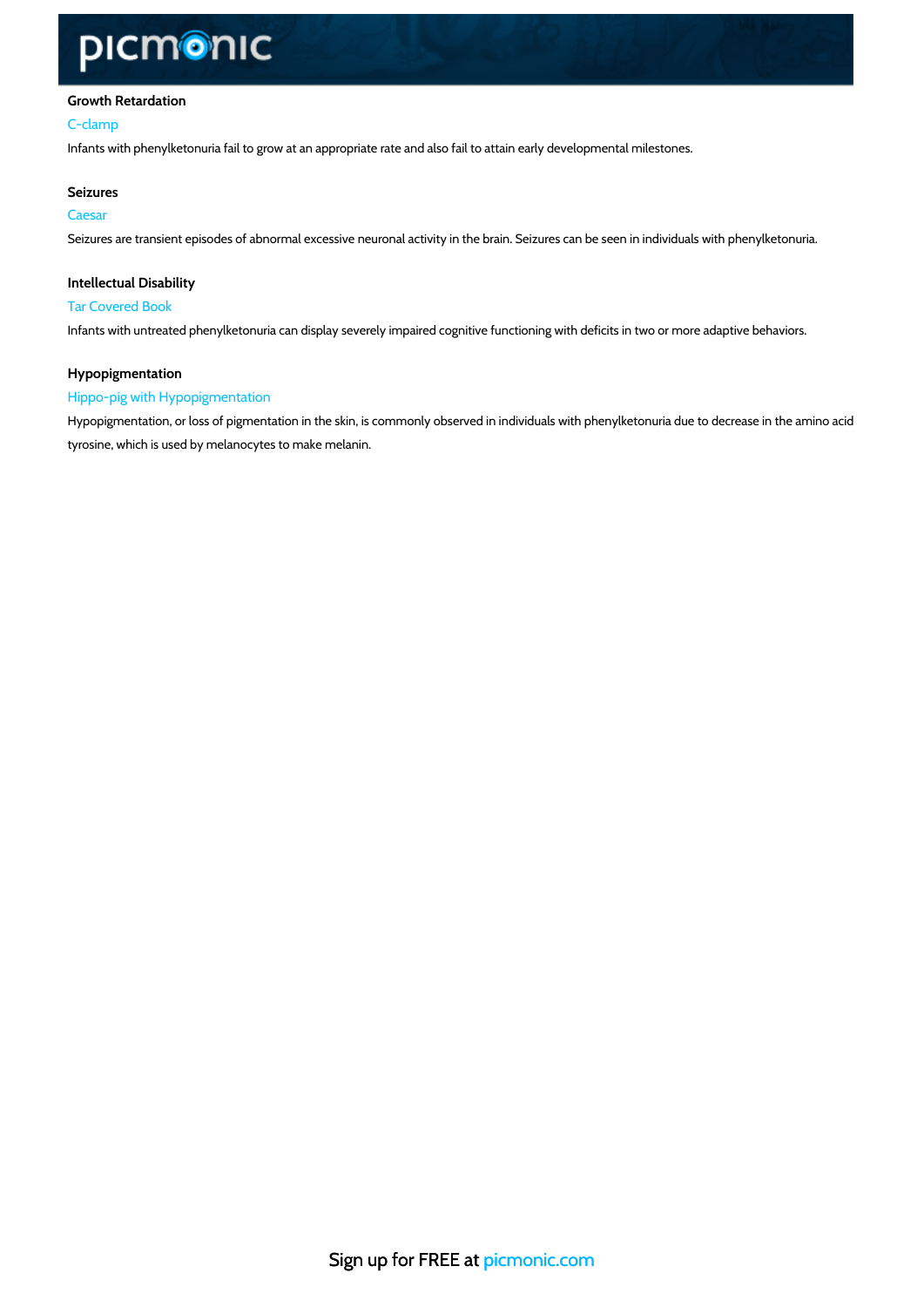**Growth Retardation**

C-clamp

Infants with phenylketonuria fail to grow at an appropriate rate and also fail to attain early developmental milestones.

**Seizures**

Caesar

Seizures are transient episodes of abnormal excessive neuronal activity in the brain. Seizures can be seen in individuals with phenylketonuria.

**Intellectual Disability**

Tar Covered Book

Infants with untreated phenylketonuria can display severely impaired cognitive functioning with deficits in two or more adaptive behaviors.

**Hypopigmentation**

Hippo-pig with Hypopigmentation

Hypopigmentation, or loss of pigmentation in the skin, is commonly observed in individuals with phenylketonuria due to decrease in the amino acid tyrosine, which is used by melanocytes to make melanin.

Sign up for FREE at picmonic.com